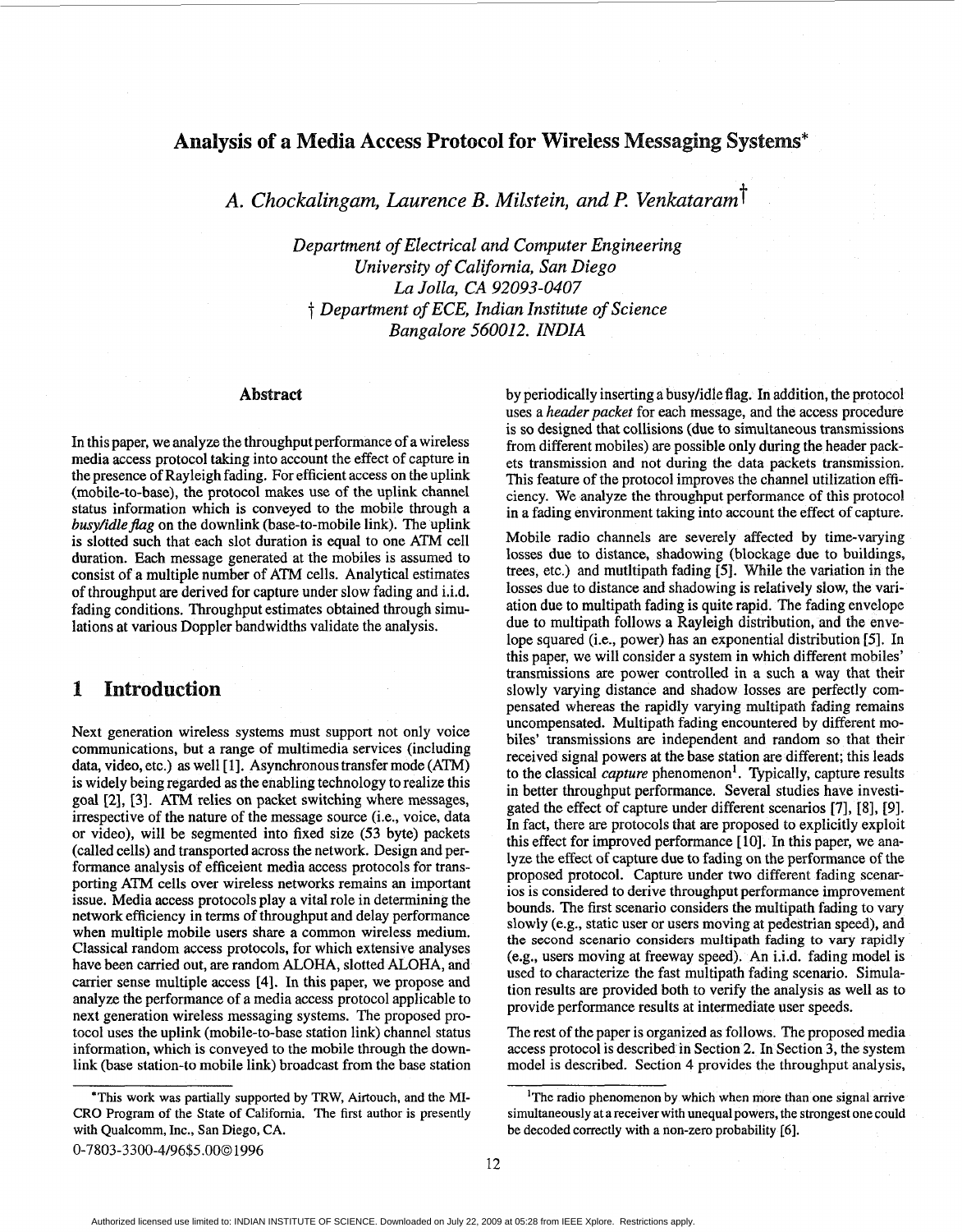# Analysis of a Media Access Protocol for Wireless Messaging Systems*

*A. Chockalingam, Laurence B. Milstein, and P. Venkataram*†

*Department of Electrical and Computer Engineering*
*University of California, San Diego*
*La Jolla, CA 92093-0407*
† *Department of ECE, Indian Institute of Science*
*Bangalore 560012. INDIA*

## Abstract

In this paper, we analyze the throughput performance of a wireless media access protocol taking into account the effect of capture in the presence of Rayleigh fading. For efficient access on the uplink (mobile-to-base), the protocol makes use of the uplink channel status information which is conveyed to the mobile through a *busy/idle flag* on the downlink (base-to-mobile link). The uplink is slotted such that each slot duration is equal to one ATM cell duration. Each message generated at the mobiles is assumed to consist of a multiple number of ATM cells. Analytical estimates of throughput are derived for capture under slow fading and i.i.d. fading conditions. Throughput estimates obtained through simulations at various Doppler bandwidths validate the analysis.

## 1 Introduction

Next generation wireless systems must support not only voice communications, but a range of multimedia services (including data, video, etc.) as well [1]. Asynchronous transfer mode (ATM) is widely being regarded as the enabling technology to realize this goal [2], [3]. ATM relies on packet switching where messages, irrespective of the nature of the message source (i.e., voice, data or video), will be segmented into fixed size (53 byte) packets (called cells) and transported across the network. Design and performance analysis of effiecient media access protocols for transporting ATM cells over wireless networks remains an important issue. Media access protocols play a vital role in determining the network efficiency in terms of throughput and delay performance when multiple mobile users share a common wireless medium. Classical random access protocols, for which extensive analyses have been carried out, are random ALOHA, slotted ALOHA, and carrier sense multiple access [4]. In this paper, we propose and analyze the performance of a media access protocol applicable to next generation wireless messaging systems. The proposed protocol uses the uplink (mobile-to-base station link) channel status information, which is conveyed to the mobile through the downlink (base station-to mobile link) broadcast from the base station by periodically inserting a busy/idle flag. In addition, the protocol uses a *header packet* for each message, and the access procedure is so designed that collisions (due to simultaneous transmissions from different mobiles) are possible only during the header packets transmission and not during the data packets transmission. This feature of the protocol improves the channel utilization efficiency. We analyze the throughput performance of this protocol in a fading environment taking into account the effect of capture.

Mobile radio channels are severely affected by time-varying losses due to distance, shadowing (blockage due to buildings, trees, etc.) and mutltipath fading [5]. While the variation in the losses due to distance and shadowing is relatively slow, the variation due to multipath fading is quite rapid. The fading envelope due to multipath follows a Rayleigh distribution, and the envelope squared (i.e., power) has an exponential distribution [5]. In this paper, we will consider a system in which different mobiles' transmissions are power controlled in a such a way that their slowly varying distance and shadow losses are perfectly compensated whereas the rapidly varying multipath fading remains uncompensated. Multipath fading encountered by different mobiles' transmissions are independent and random so that their received signal powers at the base station are different; this leads to the classical *capture* phenomenon[1]. Typically, capture results in better throughput performance. Several studies have investigated the effect of capture under different scenarios [7], [8], [9]. In fact, there are protocols that are proposed to explicitly exploit this effect for improved performance [10]. In this paper, we analyze the effect of capture due to fading on the performance of the proposed protocol. Capture under two different fading scenarios is considered to derive throughput performance improvement bounds. The first scenario considers the multipath fading to vary slowly (e.g., static user or users moving at pedestrian speed), and the second scenario considers multipath fading to vary rapidly (e.g., users moving at freeway speed). An i.i.d. fading model is used to characterize the fast multipath fading scenario. Simulation results are provided both to verify the analysis as well as to provide performance results at intermediate user speeds.

The rest of the paper is organized as follows. The proposed media access protocol is described in Section 2. In Section 3, the system model is described. Section 4 provides the throughput analysis,

---

*This work was partially supported by TRW, Airtouch, and the MICRO Program of the State of California. The first author is presently with Qualcomm, Inc., San Diego, CA.

[1] The radio phenomenon by which when more than one signal arrive simultaneously at a receiver with unequal powers, the strongest one could be decoded correctly with a non-zero probability [6].

0-7803-3300-4/96$5.00©1996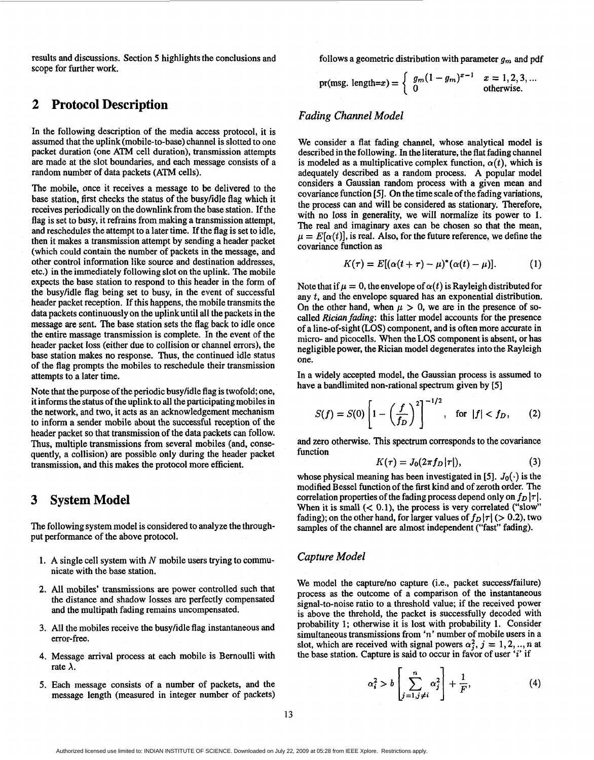results and discussions. Section 5 highlights the conclusions and scope for further work.

## 2 Protocol Description

In the following description of the media access protocol, it is assumed that the uplink (mobile-to-base) channel is slotted to one packet duration (one ATM cell duration), transmission attempts are made at the slot boundaries, and each message consists of a random number of data packets (ATM cells).

The mobile, once it receives a message to be delivered to the base station, first checks the status of the busy/idle flag which it receives periodically on the downlink from the base station. If the flag is set to busy, it refrains from making a transmission attempt, and reschedules the attempt to a later time. If the flag is set to idle, then it makes a transmission attempt by sending a header packet (which could contain the number of packets in the message, and other control information like source and destination addresses, etc.) in the immediately following slot on the uplink. The mobile expects the base station to respond to this header in the form of the busy/idle flag being set to busy, in the event of successful header packet reception. If this happens, the mobile transmits the data packets continuously on the uplink until all the packets in the message are sent. The base station sets the flag back to idle once the entire massage transmission is complete. In the event of the header packet loss (either due to collision or channel errors), the base station makes no response. Thus, the continued idle status of the flag prompts the mobiles to reschedule their transmission attempts to a later time.

Note that the purpose of the periodic busy/idle flag is twofold; one, it informs the status of the uplink to all the participating mobiles in the network, and two, it acts as an acknowledgement mechanism to inform a sender mobile about the successful reception of the header packet so that transmission of the data packets can follow. Thus, multiple transmissions from several mobiles (and, consequently, a collision) are possible only during the header packet transmission, and this makes the protocol more efficient.

## 3 System Model

The following system model is considered to analyze the throughput performance of the above protocol.

1. A single cell system with $N$ mobile users trying to communicate with the base station.
2. All mobiles' transmissions are power controlled such that the distance and shadow losses are perfectly compensated and the multipath fading remains uncompensated.
3. All the mobiles receive the busy/idle flag instantaneous and error-free.
4. Message arrival process at each mobile is Bernoulli with rate $\lambda$.
5. Each message consists of a number of packets, and the message length (measured in integer number of packets) follows a geometric distribution with parameter $g_m$ and pdf

$$\text{pr(msg. length}=x) = \begin{cases} g_m(1-g_m)^{x-1} & x = 1,2,3,... \\ 0 & \text{otherwise.} \end{cases}$$

### *Fading Channel Model*

We consider a flat fading channel, whose analytical model is described in the following. In the literature, the flat fading channel is modeled as a multiplicative complex function, $\alpha(t)$, which is adequately described as a random process. A popular model considers a Gaussian random process with a given mean and covariance function [5]. On the time scale of the fading variations, the process can and will be considered as stationary. Therefore, with no loss in generality, we will normalize its power to 1. The real and imaginary axes can be chosen so that the mean, $\mu = E[\alpha(t)]$, is real. Also, for the future reference, we define the covariance function as

$$K(\tau) = E[(\alpha(t+\tau)-\mu)^*(\alpha(t)-\mu)]. \tag{1}$$

Note that if $\mu = 0$, the envelope of $\alpha(t)$ is Rayleigh distributed for any $t$, and the envelope squared has an exponential distribution. On the other hand, when $\mu > 0$, we are in the presence of so-called *Rician fading*: this latter model accounts for the presence of a line-of-sight (LOS) component, and is often more accurate in micro- and picocells. When the LOS component is absent, or has negligible power, the Rician model degenerates into the Rayleigh one.

In a widely accepted model, the Gaussian process is assumed to have a bandlimited non-rational spectrum given by [5]

$$S(f) = S(0)\left[1-\left(\frac{f}{f_D}\right)^2\right]^{-1/2}, \quad \text{for } |f| < f_D, \tag{2}$$

and zero otherwise. This spectrum corresponds to the covariance function

$$K(\tau) = J_0(2\pi f_D|\tau|), \tag{3}$$

whose physical meaning has been investigated in [5]. $J_0(\cdot)$ is the modified Bessel function of the first kind and of zeroth order. The correlation properties of the fading process depend only on $f_D|\tau|$. When it is small ($< 0.1$), the process is very correlated ("slow" fading); on the other hand, for larger values of $f_D|\tau|$ ($> 0.2$), two samples of the channel are almost independent ("fast" fading).

### *Capture Model*

We model the capture/no capture (i.e., packet success/failure) process as the outcome of a comparison of the instantaneous signal-to-noise ratio to a threshold value; if the received power is above the threhold, the packet is successfully decoded with probability 1; otherwise it is lost with probability 1. Consider simultaneous transmissions from '$n$' number of mobile users in a slot, which are received with signal powers $\alpha_j^2$, $j = 1,2,..,n$ at the base station. Capture is said to occur in favor of user '$i$' if

$$\alpha_i^2 > b\left[\sum_{j=1, j\neq i}^{n} \alpha_j^2\right] + \frac{1}{F}, \tag{4}$$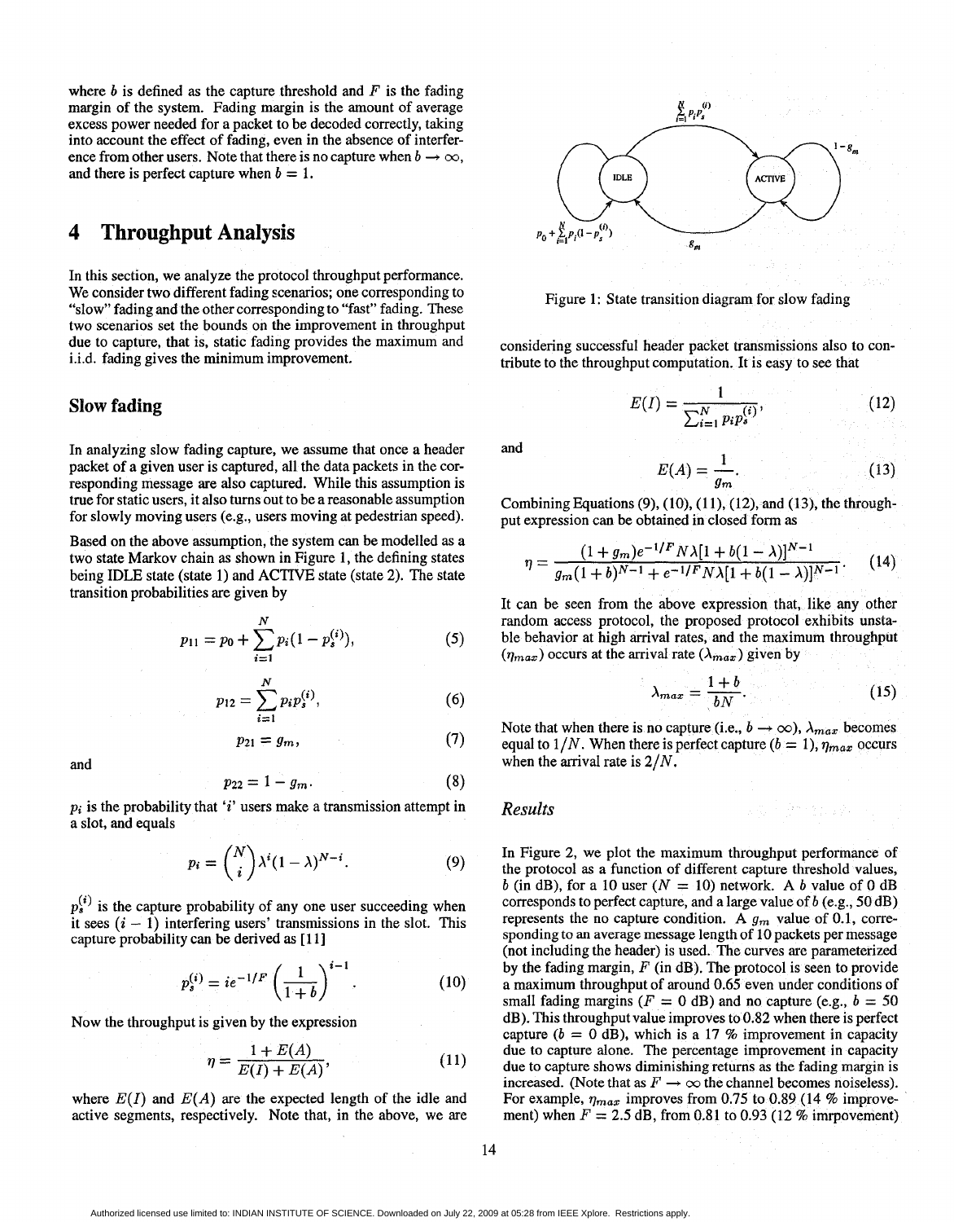where $b$ is defined as the capture threshold and $F$ is the fading margin of the system. Fading margin is the amount of average excess power needed for a packet to be decoded correctly, taking into account the effect of fading, even in the absence of interference from other users. Note that there is no capture when $b \rightarrow \infty$, and there is perfect capture when $b = 1$.

# 4 Throughput Analysis

In this section, we analyze the protocol throughput performance. We consider two different fading scenarios; one corresponding to "slow" fading and the other corresponding to "fast" fading. These two scenarios set the bounds on the improvement in throughput due to capture, that is, static fading provides the maximum and i.i.d. fading gives the minimum improvement.

## Slow fading

In analyzing slow fading capture, we assume that once a header packet of a given user is captured, all the data packets in the corresponding message are also captured. While this assumption is true for static users, it also turns out to be a reasonable assumption for slowly moving users (e.g., users moving at pedestrian speed).

Based on the above assumption, the system can be modelled as a two state Markov chain as shown in Figure 1, the defining states being IDLE state (state 1) and ACTIVE state (state 2). The state transition probabilities are given by

$$p_{11} = p_0 + \sum_{i=1}^{N} p_i(1 - p_s^{(i)}), \tag{5}$$

$$p_{12} = \sum_{i=1}^{N} p_i p_s^{(i)}, \tag{6}$$

$$p_{21} = g_m, \tag{7}$$

and

$$p_{22} = 1 - g_m. \tag{8}$$

$p_i$ is the probability that '$i$' users make a transmission attempt in a slot, and equals

$$p_i = \binom{N}{i} \lambda^i (1 - \lambda)^{N-i}. \tag{9}$$

$p_s^{(i)}$ is the capture probability of any one user succeeding when it sees $(i - 1)$ interfering users' transmissions in the slot. This capture probability can be derived as [11]

$$p_s^{(i)} = i e^{-1/F} \left( \frac{1}{1+b} \right)^{i-1}. \tag{10}$$

Now the throughput is given by the expression

$$\eta = \frac{1 + E(A)}{E(I) + E(A)}, \tag{11}$$

where $E(I)$ and $E(A)$ are the expected length of the idle and active segments, respectively. Note that, in the above, we are considering successful header packet transmissions also to contribute to the throughput computation. It is easy to see that

$$E(I) = \frac{1}{\sum_{i=1}^{N} p_i p_s^{(i)}}, \tag{12}$$

and

$$E(A) = \frac{1}{g_m}. \tag{13}$$

Combining Equations (9), (10), (11), (12), and (13), the throughput expression can be obtained in closed form as

$$\eta = \frac{(1 + g_m) e^{-1/F} N\lambda [1 + b(1 - \lambda)]^{N-1}}{g_m (1 + b)^{N-1} + e^{-1/F} N\lambda [1 + b(1 - \lambda)]^{N-1}}. \tag{14}$$

It can be seen from the above expression that, like any other random access protocol, the proposed protocol exhibits unstable behavior at high arrival rates, and the maximum throughput ($\eta_{max}$) occurs at the arrival rate ($\lambda_{max}$) given by

$$\lambda_{max} = \frac{1 + b}{bN}. \tag{15}$$

Note that when there is no capture (i.e., $b \rightarrow \infty$), $\lambda_{max}$ becomes equal to $1/N$. When there is perfect capture ($b = 1$), $\eta_{max}$ occurs when the arrival rate is $2/N$.

Figure 1: State transition diagram for slow fading

### *Results*

In Figure 2, we plot the maximum throughput performance of the protocol as a function of different capture threshold values, $b$ (in dB), for a 10 user ($N = 10$) network. A $b$ value of 0 dB corresponds to perfect capture, and a large value of $b$ (e.g., 50 dB) represents the no capture condition. A $g_m$ value of 0.1, corresponding to an average message length of 10 packets per message (not including the header) is used. The curves are parameterized by the fading margin, $F$ (in dB). The protocol is seen to provide a maximum throughput of around 0.65 even under conditions of small fading margins ($F = 0$ dB) and no capture (e.g., $b = 50$ dB). This throughput value improves to 0.82 when there is perfect capture ($b = 0$ dB), which is a 17 % improvement in capacity due to capture alone. The percentage improvement in capacity due to capture shows diminishing returns as the fading margin is increased. (Note that as $F \rightarrow \infty$ the channel becomes noiseless). For example, $\eta_{max}$ improves from 0.75 to 0.89 (14 % improvement) when $F = 2.5$ dB, from 0.81 to 0.93 (12 % imrpovement)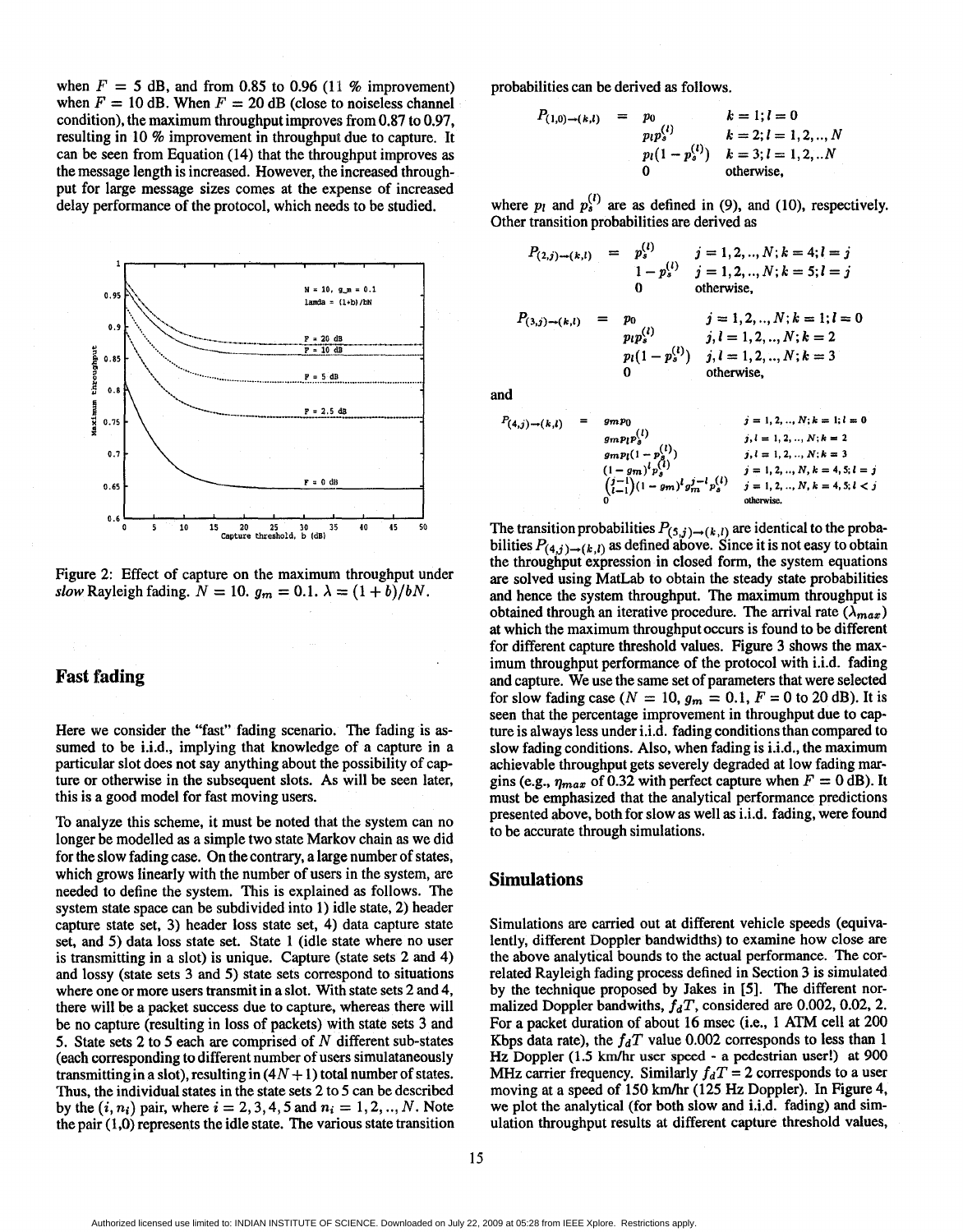when $F = 5$ dB, and from 0.85 to 0.96 (11 % improvement) when $F = 10$ dB. When $F = 20$ dB (close to noiseless channel condition), the maximum throughput improves from 0.87 to 0.97, resulting in 10 % improvement in throughput due to capture. It can be seen from Equation (14) that the throughput improves as the message length is increased. However, the increased throughput for large message sizes comes at the expense of increased delay performance of the protocol, which needs to be studied.

Figure 2: Effect of capture on the maximum throughput under *slow* Rayleigh fading. $N = 10$. $g_m = 0.1$. $\lambda = (1+b)/bN$.

## Fast fading

Here we consider the "fast" fading scenario. The fading is assumed to be i.i.d., implying that knowledge of a capture in a particular slot does not say anything about the possibility of capture or otherwise in the subsequent slots. As will be seen later, this is a good model for fast moving users.

To analyze this scheme, it must be noted that the system can no longer be modelled as a simple two state Markov chain as we did for the slow fading case. On the contrary, a large number of states, which grows linearly with the number of users in the system, are needed to define the system. This is explained as follows. The system state space can be subdivided into 1) idle state, 2) header capture state set, 3) header loss state set, 4) data capture state set, and 5) data loss state set. State 1 (idle state where no user is transmitting in a slot) is unique. Capture (state sets 2 and 4) and lossy (state sets 3 and 5) state sets correspond to situations where one or more users transmit in a slot. With state sets 2 and 4, there will be a packet success due to capture, whereas there will be no capture (resulting in loss of packets) with state sets 3 and 5. State sets 2 to 5 each are comprised of $N$ different sub-states (each corresponding to different number of users simulataneously transmitting in a slot), resulting in $(4N+1)$ total number of states. Thus, the individual states in the state sets 2 to 5 can be described by the $(i, n_i)$ pair, where $i = 2, 3, 4, 5$ and $n_i = 1, 2, .., N$. Note the pair (1,0) represents the idle state. The various state transition probabilities can be derived as follows.

$$
P_{(1,0)\rightarrow(k,l)} = \begin{cases} p_0 & k=1; l=0 \\ p_l p_s^{(l)} & k=2; l=1,2,..,N \\ p_l(1-p_s^{(l)}) & k=3; l=1,2,..N \\ 0 & \text{otherwise}, \end{cases}
$$

where $p_l$ and $p_s^{(l)}$ are as defined in (9), and (10), respectively. Other transition probabilities are derived as

$$
P_{(2,j)\rightarrow(k,l)} = \begin{cases} p_s^{(l)} & j=1,2,..,N; k=4; l=j \\ 1-p_s^{(l)} & j=1,2,..,N; k=5; l=j \\ 0 & \text{otherwise}, \end{cases}
$$

$$
P_{(3,j)\rightarrow(k,l)} = \begin{cases} p_0 & j=1,2,..,N; k=1; l=0 \\ p_l p_s^{(l)} & j,l=1,2,..,N; k=2 \\ p_l(1-p_s^{(l)}) & j,l=1,2,..,N; k=3 \\ 0 & \text{otherwise}, \end{cases}
$$

and

$$
P_{(4,j)\rightarrow(k,l)} = \begin{cases} g_m p_0 & j=1,2,..,N; k=1; l=0 \\ g_m p_l p_s^{(l)} & j,l=1,2,..,N; k=2 \\ g_m p_l(1-p_s^{(l)}) & j,l=1,2,..,N; k=3 \\ (1-g_m)^l p_s^{(l)} & j=1,2,..,N, k=4,5; l=j \\ \binom{j-1}{l-1}(1-g_m)^l g_m^{j-l} p_s^{(l)} & j=1,2,..,N, k=4,5; l<j \\ 0 & \text{otherwise}. \end{cases}
$$

The transition probabilities $P_{(5,j)\rightarrow(k,l)}$ are identical to the probabilities $P_{(4,j)\rightarrow(k,l)}$ as defined above. Since it is not easy to obtain the throughput expression in closed form, the system equations are solved using MatLab to obtain the steady state probabilities and hence the system throughput. The maximum throughput is obtained through an iterative procedure. The arrival rate ($\lambda_{max}$) at which the maximum throughput occurs is found to be different for different capture threshold values. Figure 3 shows the maximum throughput performance of the protocol with i.i.d. fading and capture. We use the same set of parameters that were selected for slow fading case ($N = 10$, $g_m = 0.1$, $F = 0$ to 20 dB). It is seen that the percentage improvement in throughput due to capture is always less under i.i.d. fading conditions than compared to slow fading conditions. Also, when fading is i.i.d., the maximum achievable throughput gets severely degraded at low fading margins (e.g., $\eta_{max}$ of 0.32 with perfect capture when $F = 0$ dB). It must be emphasized that the analytical performance predictions presented above, both for slow as well as i.i.d. fading, were found to be accurate through simulations.

## Simulations

Simulations are carried out at different vehicle speeds (equivalently, different Doppler bandwidths) to examine how close are the above analytical bounds to the actual performance. The correlated Rayleigh fading process defined in Section 3 is simulated by the technique proposed by Jakes in [5]. The different normalized Doppler bandwidths, $f_dT$, considered are 0.002, 0.02, 2. For a packet duration of about 16 msec (i.e., 1 ATM cell at 200 Kbps data rate), the $f_dT$ value 0.002 corresponds to less than 1 Hz Doppler (1.5 km/hr user speed - a pedestrian user!) at 900 MHz carrier frequency. Similarly $f_dT = 2$ corresponds to a user moving at a speed of 150 km/hr (125 Hz Doppler). In Figure 4, we plot the analytical (for both slow and i.i.d. fading) and simulation throughput results at different capture threshold values,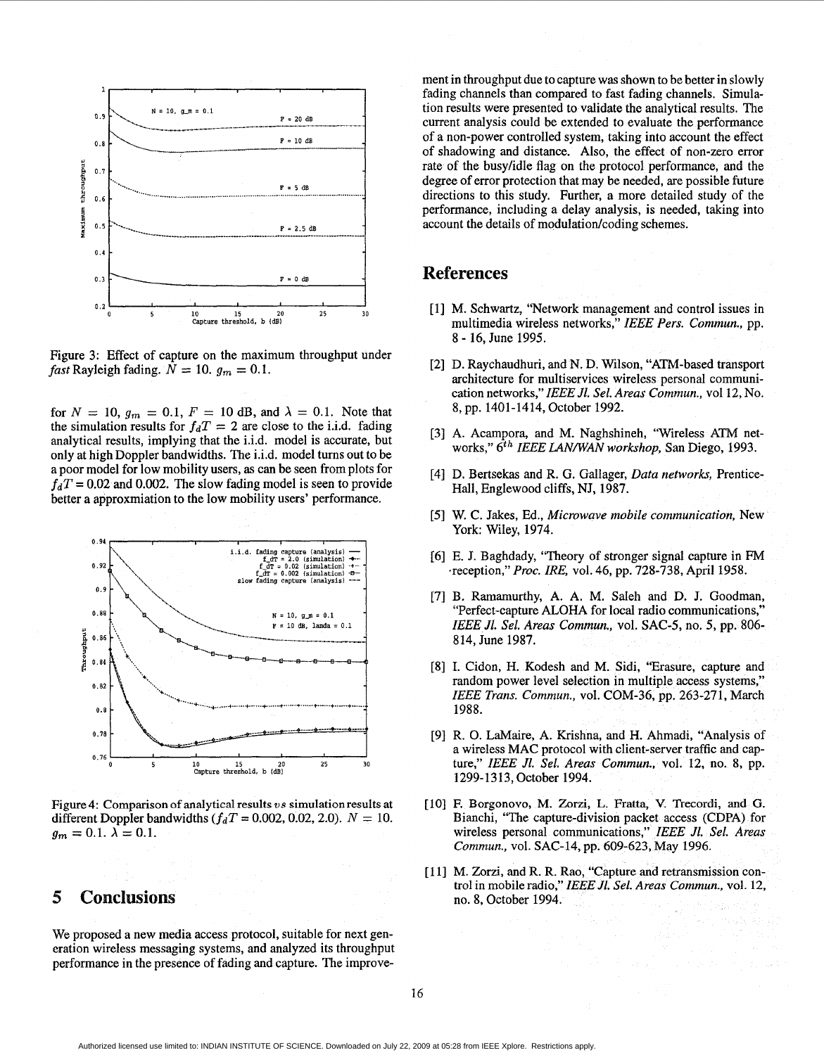N = 10, g_m = 0.1

F = 20 dB

F = 10 dB

F = 5 dB

F = 2.5 dB

F = 0 dB

Maximum throughput

1
0.9
0.8
0.7
0.6
0.5
0.4
0.3
0.2

0 5 10 15 20 25 30

Capture threshold, b (dB)

Figure 3: Effect of capture on the maximum throughput under *fast* Rayleigh fading. $N = 10$. $g_m = 0.1$.

for $N = 10$, $g_m = 0.1$, $F = 10$ dB, and $\lambda = 0.1$. Note that the simulation results for $f_dT = 2$ are close to the i.i.d. fading analytical results, implying that the i.i.d. model is accurate, but only at high Doppler bandwidths. The i.i.d. model turns out to be a poor model for low mobility users, as can be seen from plots for $f_dT = 0.02$ and 0.002. The slow fading model is seen to provide better a approxmiation to the low mobility users' performance.

i.i.d. fading capture (analysis)

f_dT = 2.0 (simulation)

f_dT = 0.02 (simulation)

f_dT = 0.002 (simulation)

slow fading capture (analysis)

N = 10, g_m = 0.1

F = 10 dB, landa = 0.1

Throughput

0.94
0.92
0.9
0.88
0.86
0.84
0.82
0.8
0.78
0.76

0 5 10 15 20 25 30

Capture threshold, b (dB)

Figure 4: Comparison of analytical results *vs* simulation results at different Doppler bandwidths ($f_dT$ = 0.002, 0.02, 2.0). $N = 10$. $g_m = 0.1$. $\lambda = 0.1$.

# 5 Conclusions

We proposed a new media access protocol, suitable for next generation wireless messaging systems, and analyzed its throughput performance in the presence of fading and capture. The improvement in throughput due to capture was shown to be better in slowly fading channels than compared to fast fading channels. Simulation results were presented to validate the analytical results. The current analysis could be extended to evaluate the performance of a non-power controlled system, taking into account the effect of shadowing and distance. Also, the effect of non-zero error rate of the busy/idle flag on the protocol performance, and the degree of error protection that may be needed, are possible future directions to this study. Further, a more detailed study of the performance, including a delay analysis, is needed, taking into account the details of modulation/coding schemes.

# References

[1] M. Schwartz, "Network management and control issues in multimedia wireless networks," *IEEE Pers. Commun.*, pp. 8 - 16, June 1995.

[2] D. Raychaudhuri, and N. D. Wilson, "ATM-based transport architecture for multiservices wireless personal communication networks," *IEEE Jl. Sel. Areas Commun.*, vol 12, No. 8, pp. 1401-1414, October 1992.

[3] A. Acampora, and M. Naghshineh, "Wireless ATM networks," $6^{th}$ *IEEE LAN/WAN workshop*, San Diego, 1993.

[4] D. Bertsekas and R. G. Gallager, *Data networks*, Prentice-Hall, Englewood cliffs, NJ, 1987.

[5] W. C. Jakes, Ed., *Microwave mobile communication*, New York: Wiley, 1974.

[6] E. J. Baghdady, "Theory of stronger signal capture in FM reception," *Proc. IRE*, vol. 46, pp. 728-738, April 1958.

[7] B. Ramamurthy, A. A. M. Saleh and D. J. Goodman, "Perfect-capture ALOHA for local radio communications," *IEEE Jl. Sel. Areas Commun.*, vol. SAC-5, no. 5, pp. 806-814, June 1987.

[8] I. Cidon, H. Kodesh and M. Sidi, "Erasure, capture and random power level selection in multiple access systems," *IEEE Trans. Commun.*, vol. COM-36, pp. 263-271, March 1988.

[9] R. O. LaMaire, A. Krishna, and H. Ahmadi, "Analysis of a wireless MAC protocol with client-server traffic and capture," *IEEE Jl. Sel. Areas Commun.*, vol. 12, no. 8, pp. 1299-1313, October 1994.

[10] F. Borgonovo, M. Zorzi, L. Fratta, V. Trecordi, and G. Bianchi, "The capture-division packet access (CDPA) for wireless personal communications," *IEEE Jl. Sel. Areas Commun.*, vol. SAC-14, pp. 609-623, May 1996.

[11] M. Zorzi, and R. R. Rao, "Capture and retransmission control in mobile radio," *IEEE Jl. Sel. Areas Commun.*, vol. 12, no. 8, October 1994.